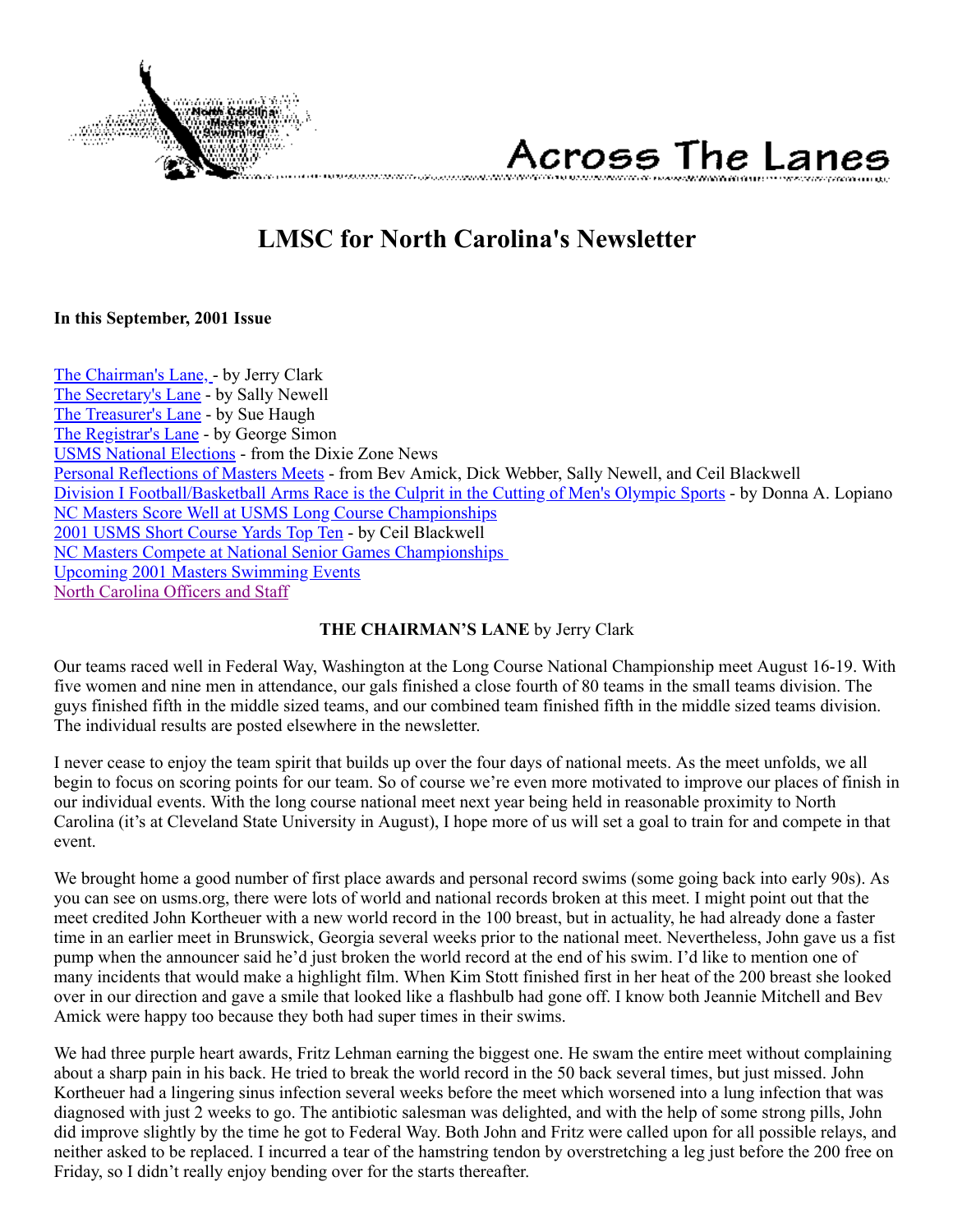Across The Lanes

# LMSC for North Carolina's Newsletter

**In this September, 2001 Issue**

The Chairman's Lane, - by Jerry Clark
The Secretary's Lane - by Sally Newell
The Treasurer's Lane - by Sue Haugh
The Registrar's Lane - by George Simon
USMS National Elections - from the Dixie Zone News
Personal Reflections of Masters Meets - from Bev Amick, Dick Webber, Sally Newell, and Ceil Blackwell
Division I Football/Basketball Arms Race is the Culprit in the Cutting of Men's Olympic Sports - by Donna A. Lopiano
NC Masters Score Well at USMS Long Course Championships
2001 USMS Short Course Yards Top Ten - by Ceil Blackwell
NC Masters Compete at National Senior Games Championships
Upcoming 2001 Masters Swimming Events
North Carolina Officers and Staff

**THE CHAIRMAN'S LANE** by Jerry Clark

Our teams raced well in Federal Way, Washington at the Long Course National Championship meet August 16-19. With five women and nine men in attendance, our gals finished a close fourth of 80 teams in the small teams division. The guys finished fifth in the middle sized teams, and our combined team finished fifth in the middle sized teams division. The individual results are posted elsewhere in the newsletter.

I never cease to enjoy the team spirit that builds up over the four days of national meets. As the meet unfolds, we all begin to focus on scoring points for our team. So of course we're even more motivated to improve our places of finish in our individual events. With the long course national meet next year being held in reasonable proximity to North Carolina (it's at Cleveland State University in August), I hope more of us will set a goal to train for and compete in that event.

We brought home a good number of first place awards and personal record swims (some going back into early 90s). As you can see on usms.org, there were lots of world and national records broken at this meet. I might point out that the meet credited John Kortheuer with a new world record in the 100 breast, but in actuality, he had already done a faster time in an earlier meet in Brunswick, Georgia several weeks prior to the national meet. Nevertheless, John gave us a fist pump when the announcer said he'd just broken the world record at the end of his swim. I'd like to mention one of many incidents that would make a highlight film. When Kim Stott finished first in her heat of the 200 breast she looked over in our direction and gave a smile that looked like a flashbulb had gone off. I know both Jeannie Mitchell and Bev Amick were happy too because they both had super times in their swims.

We had three purple heart awards, Fritz Lehman earning the biggest one. He swam the entire meet without complaining about a sharp pain in his back. He tried to break the world record in the 50 back several times, but just missed. John Kortheuer had a lingering sinus infection several weeks before the meet which worsened into a lung infection that was diagnosed with just 2 weeks to go. The antibiotic salesman was delighted, and with the help of some strong pills, John did improve slightly by the time he got to Federal Way. Both John and Fritz were called upon for all possible relays, and neither asked to be replaced. I incurred a tear of the hamstring tendon by overstretching a leg just before the 200 free on Friday, so I didn't really enjoy bending over for the starts thereafter.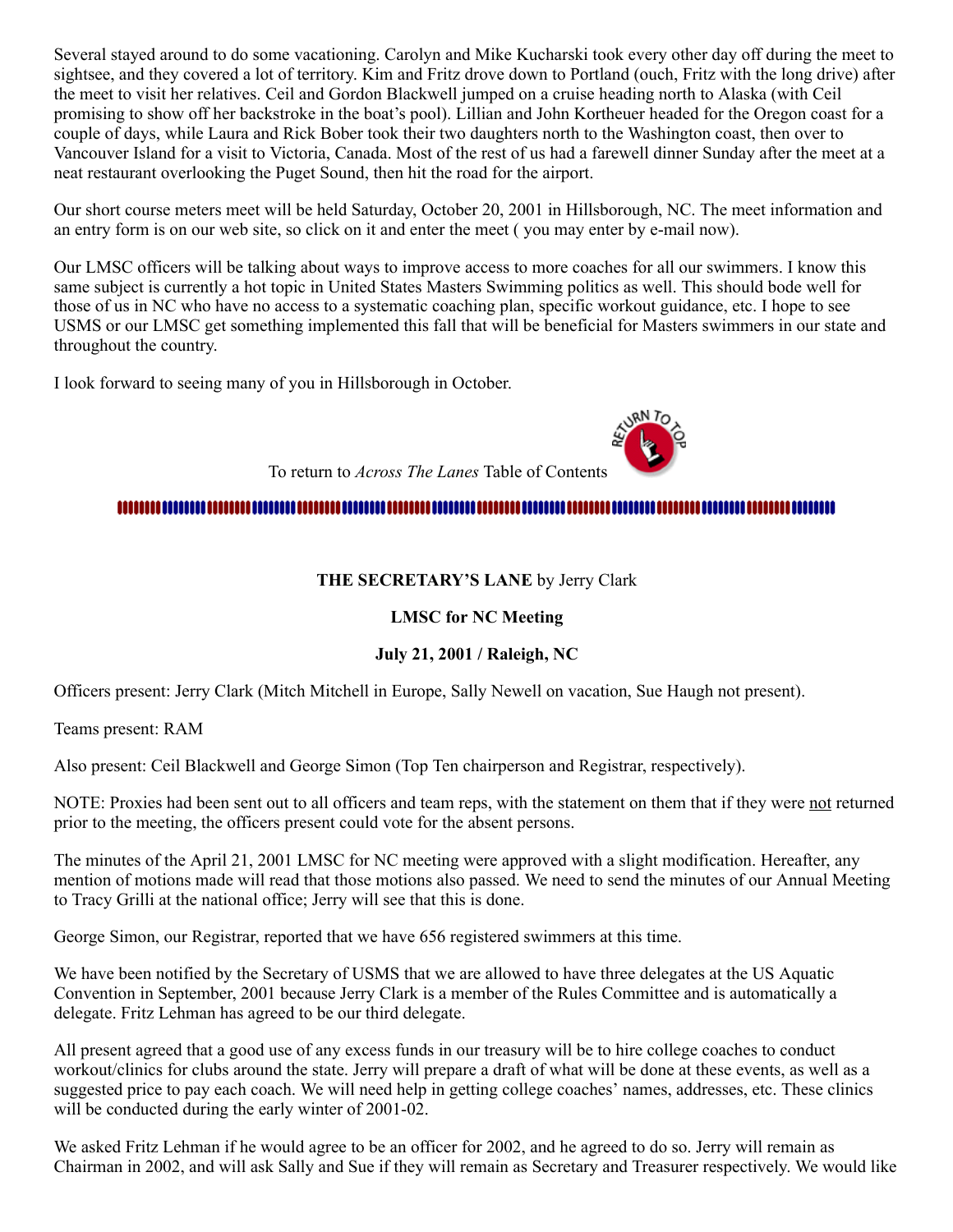Several stayed around to do some vacationing. Carolyn and Mike Kucharski took every other day off during the meet to sightsee, and they covered a lot of territory. Kim and Fritz drove down to Portland (ouch, Fritz with the long drive) after the meet to visit her relatives. Ceil and Gordon Blackwell jumped on a cruise heading north to Alaska (with Ceil promising to show off her backstroke in the boat's pool). Lillian and John Kortheuer headed for the Oregon coast for a couple of days, while Laura and Rick Bober took their two daughters north to the Washington coast, then over to Vancouver Island for a visit to Victoria, Canada. Most of the rest of us had a farewell dinner Sunday after the meet at a neat restaurant overlooking the Puget Sound, then hit the road for the airport.

Our short course meters meet will be held Saturday, October 20, 2001 in Hillsborough, NC. The meet information and an entry form is on our web site, so click on it and enter the meet ( you may enter by e-mail now).

Our LMSC officers will be talking about ways to improve access to more coaches for all our swimmers. I know this same subject is currently a hot topic in United States Masters Swimming politics as well. This should bode well for those of us in NC who have no access to a systematic coaching plan, specific workout guidance, etc. I hope to see USMS or our LMSC get something implemented this fall that will be beneficial for Masters swimmers in our state and throughout the country.

I look forward to seeing many of you in Hillsborough in October.

To return to *Across The Lanes* Table of Contents

**THE SECRETARY'S LANE** by Jerry Clark

**LMSC for NC Meeting**

**July 21, 2001 / Raleigh, NC**

Officers present: Jerry Clark (Mitch Mitchell in Europe, Sally Newell on vacation, Sue Haugh not present).

Teams present: RAM

Also present: Ceil Blackwell and George Simon (Top Ten chairperson and Registrar, respectively).

NOTE: Proxies had been sent out to all officers and team reps, with the statement on them that if they were not returned prior to the meeting, the officers present could vote for the absent persons.

The minutes of the April 21, 2001 LMSC for NC meeting were approved with a slight modification. Hereafter, any mention of motions made will read that those motions also passed. We need to send the minutes of our Annual Meeting to Tracy Grilli at the national office; Jerry will see that this is done.

George Simon, our Registrar, reported that we have 656 registered swimmers at this time.

We have been notified by the Secretary of USMS that we are allowed to have three delegates at the US Aquatic Convention in September, 2001 because Jerry Clark is a member of the Rules Committee and is automatically a delegate. Fritz Lehman has agreed to be our third delegate.

All present agreed that a good use of any excess funds in our treasury will be to hire college coaches to conduct workout/clinics for clubs around the state. Jerry will prepare a draft of what will be done at these events, as well as a suggested price to pay each coach. We will need help in getting college coaches' names, addresses, etc. These clinics will be conducted during the early winter of 2001-02.

We asked Fritz Lehman if he would agree to be an officer for 2002, and he agreed to do so. Jerry will remain as Chairman in 2002, and will ask Sally and Sue if they will remain as Secretary and Treasurer respectively. We would like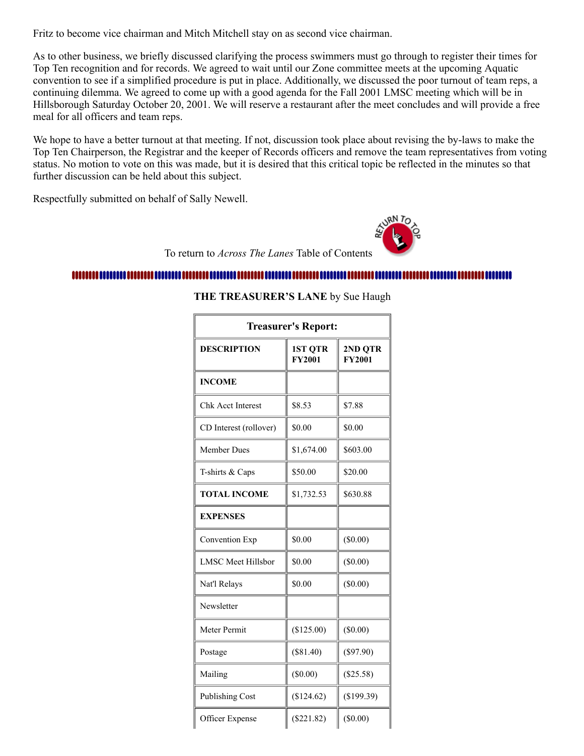Fritz to become vice chairman and Mitch Mitchell stay on as second vice chairman.

As to other business, we briefly discussed clarifying the process swimmers must go through to register their times for Top Ten recognition and for records. We agreed to wait until our Zone committee meets at the upcoming Aquatic convention to see if a simplified procedure is put in place. Additionally, we discussed the poor turnout of team reps, a continuing dilemma. We agreed to come up with a good agenda for the Fall 2001 LMSC meeting which will be in Hillsborough Saturday October 20, 2001. We will reserve a restaurant after the meet concludes and will provide a free meal for all officers and team reps.

We hope to have a better turnout at that meeting. If not, discussion took place about revising the by-laws to make the Top Ten Chairperson, the Registrar and the keeper of Records officers and remove the team representatives from voting status. No motion to vote on this was made, but it is desired that this critical topic be reflected in the minutes so that further discussion can be held about this subject.

Respectfully submitted on behalf of Sally Newell.

To return to *Across The Lanes* Table of Contents

**THE TREASURER'S LANE** by Sue Haugh

| **Treasurer's Report:** | | |
|---|---|---|
| **DESCRIPTION** | **1ST QTR FY2001** | **2ND QTR FY2001** |
| **INCOME** | | |
| Chk Acct Interest | $8.53 | $7.88 |
| CD Interest (rollover) | $0.00 | $0.00 |
| Member Dues | $1,674.00 | $603.00 |
| T-shirts & Caps | $50.00 | $20.00 |
| **TOTAL INCOME** | $1,732.53 | $630.88 |
| **EXPENSES** | | |
| Convention Exp | $0.00 | ($0.00) |
| LMSC Meet Hillsbor | $0.00 | ($0.00) |
| Nat'l Relays | $0.00 | ($0.00) |
| Newsletter | | |
| Meter Permit | ($125.00) | ($0.00) |
| Postage | ($81.40) | ($97.90) |
| Mailing | ($0.00) | ($25.58) |
| Publishing Cost | ($124.62) | ($199.39) |
| Officer Expense | ($221.82) | ($0.00) |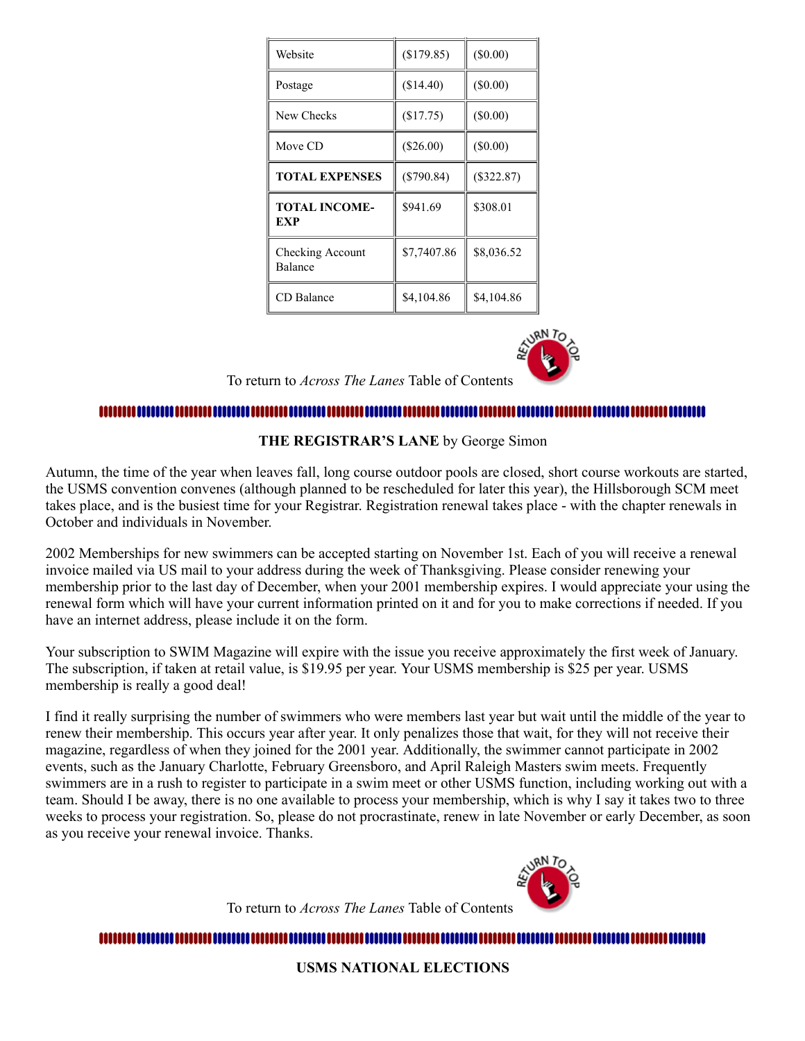| Website | ($179.85) | ($0.00) |
|---|---|---|
| Postage | ($14.40) | ($0.00) |
| New Checks | ($17.75) | ($0.00) |
| Move CD | ($26.00) | ($0.00) |
| **TOTAL EXPENSES** | ($790.84) | ($322.87) |
| **TOTAL INCOME-EXP** | $941.69 | $308.01 |
| Checking Account Balance | $7,7407.86 | $8,036.52 |
| CD Balance | $4,104.86 | $4,104.86 |

To return to *Across The Lanes* Table of Contents

**THE REGISTRAR'S LANE** by George Simon

Autumn, the time of the year when leaves fall, long course outdoor pools are closed, short course workouts are started, the USMS convention convenes (although planned to be rescheduled for later this year), the Hillsborough SCM meet takes place, and is the busiest time for your Registrar. Registration renewal takes place - with the chapter renewals in October and individuals in November.

2002 Memberships for new swimmers can be accepted starting on November 1st. Each of you will receive a renewal invoice mailed via US mail to your address during the week of Thanksgiving. Please consider renewing your membership prior to the last day of December, when your 2001 membership expires. I would appreciate your using the renewal form which will have your current information printed on it and for you to make corrections if needed. If you have an internet address, please include it on the form.

Your subscription to SWIM Magazine will expire with the issue you receive approximately the first week of January. The subscription, if taken at retail value, is $19.95 per year. Your USMS membership is $25 per year. USMS membership is really a good deal!

I find it really surprising the number of swimmers who were members last year but wait until the middle of the year to renew their membership. This occurs year after year. It only penalizes those that wait, for they will not receive their magazine, regardless of when they joined for the 2001 year. Additionally, the swimmer cannot participate in 2002 events, such as the January Charlotte, February Greensboro, and April Raleigh Masters swim meets. Frequently swimmers are in a rush to register to participate in a swim meet or other USMS function, including working out with a team. Should I be away, there is no one available to process your membership, which is why I say it takes two to three weeks to process your registration. So, please do not procrastinate, renew in late November or early December, as soon as you receive your renewal invoice. Thanks.

To return to *Across The Lanes* Table of Contents

**USMS NATIONAL ELECTIONS**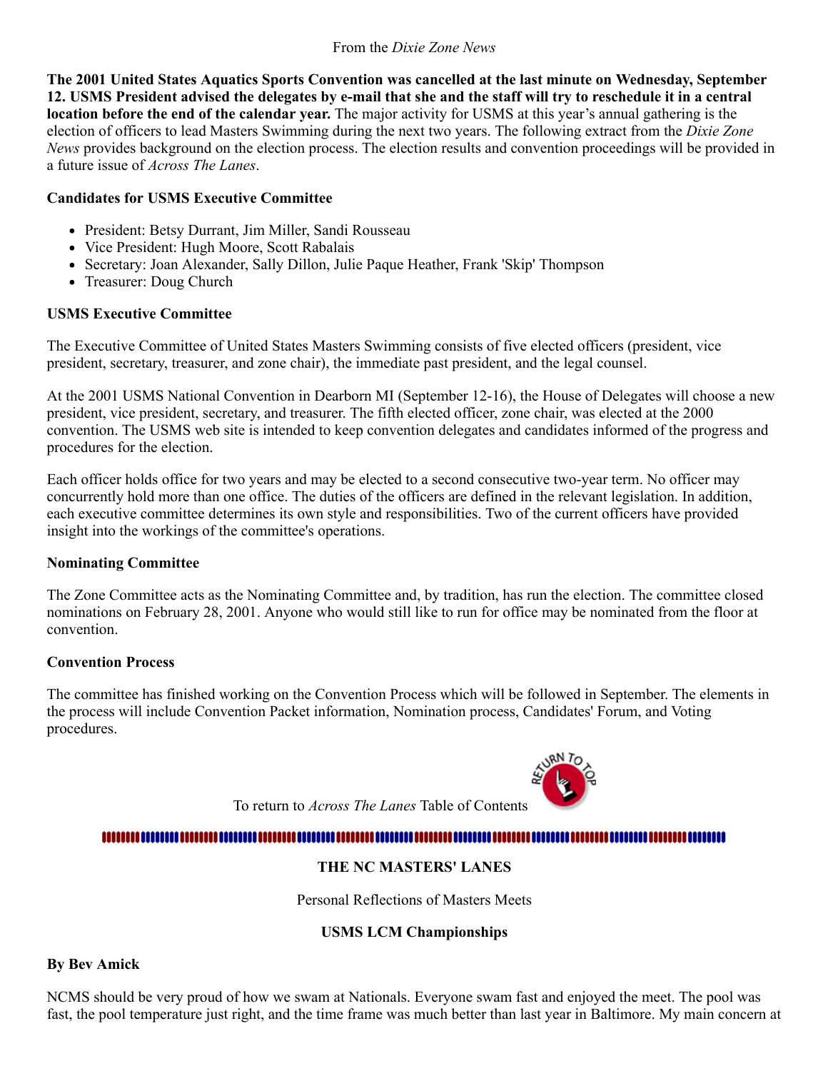From the *Dixie Zone News*

**The 2001 United States Aquatics Sports Convention was cancelled at the last minute on Wednesday, September 12. USMS President advised the delegates by e-mail that she and the staff will try to reschedule it in a central location before the end of the calendar year.** The major activity for USMS at this year's annual gathering is the election of officers to lead Masters Swimming during the next two years. The following extract from the *Dixie Zone News* provides background on the election process. The election results and convention proceedings will be provided in a future issue of *Across The Lanes*.

**Candidates for USMS Executive Committee**

- President: Betsy Durrant, Jim Miller, Sandi Rousseau
- Vice President: Hugh Moore, Scott Rabalais
- Secretary: Joan Alexander, Sally Dillon, Julie Paque Heather, Frank 'Skip' Thompson
- Treasurer: Doug Church

**USMS Executive Committee**

The Executive Committee of United States Masters Swimming consists of five elected officers (president, vice president, secretary, treasurer, and zone chair), the immediate past president, and the legal counsel.

At the 2001 USMS National Convention in Dearborn MI (September 12-16), the House of Delegates will choose a new president, vice president, secretary, and treasurer. The fifth elected officer, zone chair, was elected at the 2000 convention. The USMS web site is intended to keep convention delegates and candidates informed of the progress and procedures for the election.

Each officer holds office for two years and may be elected to a second consecutive two-year term. No officer may concurrently hold more than one office. The duties of the officers are defined in the relevant legislation. In addition, each executive committee determines its own style and responsibilities. Two of the current officers have provided insight into the workings of the committee's operations.

**Nominating Committee**

The Zone Committee acts as the Nominating Committee and, by tradition, has run the election. The committee closed nominations on February 28, 2001. Anyone who would still like to run for office may be nominated from the floor at convention.

**Convention Process**

The committee has finished working on the Convention Process which will be followed in September. The elements in the process will include Convention Packet information, Nomination process, Candidates' Forum, and Voting procedures.

To return to *Across The Lanes* Table of Contents

**THE NC MASTERS' LANES**

Personal Reflections of Masters Meets

**USMS LCM Championships**

**By Bev Amick**

NCMS should be very proud of how we swam at Nationals. Everyone swam fast and enjoyed the meet. The pool was fast, the pool temperature just right, and the time frame was much better than last year in Baltimore. My main concern at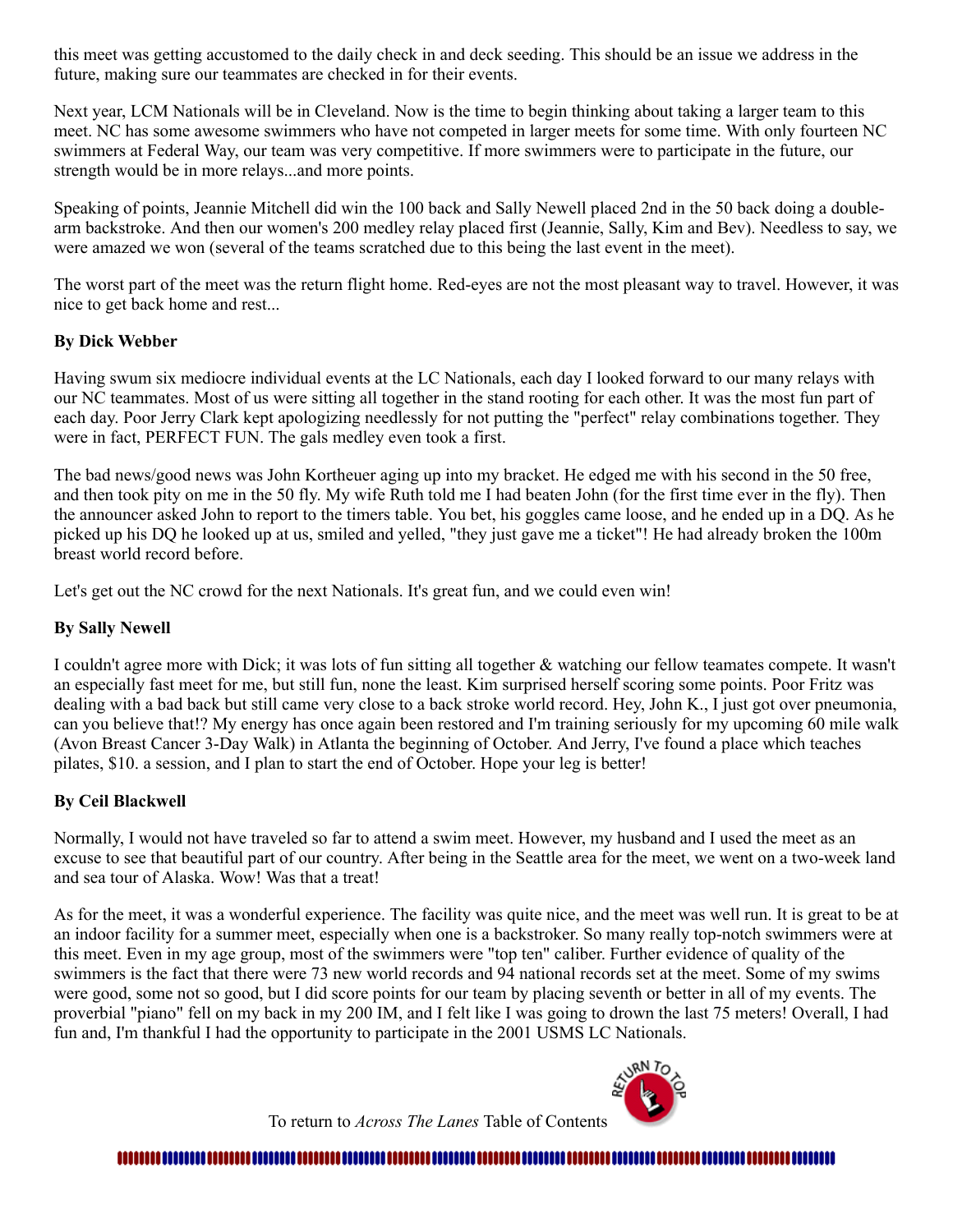this meet was getting accustomed to the daily check in and deck seeding. This should be an issue we address in the future, making sure our teammates are checked in for their events.

Next year, LCM Nationals will be in Cleveland. Now is the time to begin thinking about taking a larger team to this meet. NC has some awesome swimmers who have not competed in larger meets for some time. With only fourteen NC swimmers at Federal Way, our team was very competitive. If more swimmers were to participate in the future, our strength would be in more relays...and more points.

Speaking of points, Jeannie Mitchell did win the 100 back and Sally Newell placed 2nd in the 50 back doing a double-arm backstroke. And then our women's 200 medley relay placed first (Jeannie, Sally, Kim and Bev). Needless to say, we were amazed we won (several of the teams scratched due to this being the last event in the meet).

The worst part of the meet was the return flight home. Red-eyes are not the most pleasant way to travel. However, it was nice to get back home and rest...

**By Dick Webber**

Having swum six mediocre individual events at the LC Nationals, each day I looked forward to our many relays with our NC teammates. Most of us were sitting all together in the stand rooting for each other. It was the most fun part of each day. Poor Jerry Clark kept apologizing needlessly for not putting the "perfect" relay combinations together. They were in fact, PERFECT FUN. The gals medley even took a first.

The bad news/good news was John Kortheuer aging up into my bracket. He edged me with his second in the 50 free, and then took pity on me in the 50 fly. My wife Ruth told me I had beaten John (for the first time ever in the fly). Then the announcer asked John to report to the timers table. You bet, his goggles came loose, and he ended up in a DQ. As he picked up his DQ he looked up at us, smiled and yelled, "they just gave me a ticket"! He had already broken the 100m breast world record before.

Let's get out the NC crowd for the next Nationals. It's great fun, and we could even win!

**By Sally Newell**

I couldn't agree more with Dick; it was lots of fun sitting all together & watching our fellow teamates compete. It wasn't an especially fast meet for me, but still fun, none the least. Kim surprised herself scoring some points. Poor Fritz was dealing with a bad back but still came very close to a back stroke world record. Hey, John K., I just got over pneumonia, can you believe that!? My energy has once again been restored and I'm training seriously for my upcoming 60 mile walk (Avon Breast Cancer 3-Day Walk) in Atlanta the beginning of October. And Jerry, I've found a place which teaches pilates, $10. a session, and I plan to start the end of October. Hope your leg is better!

**By Ceil Blackwell**

Normally, I would not have traveled so far to attend a swim meet. However, my husband and I used the meet as an excuse to see that beautiful part of our country. After being in the Seattle area for the meet, we went on a two-week land and sea tour of Alaska. Wow! Was that a treat!

As for the meet, it was a wonderful experience. The facility was quite nice, and the meet was well run. It is great to be at an indoor facility for a summer meet, especially when one is a backstroker. So many really top-notch swimmers were at this meet. Even in my age group, most of the swimmers were "top ten" caliber. Further evidence of quality of the swimmers is the fact that there were 73 new world records and 94 national records set at the meet. Some of my swims were good, some not so good, but I did score points for our team by placing seventh or better in all of my events. The proverbial "piano" fell on my back in my 200 IM, and I felt like I was going to drown the last 75 meters! Overall, I had fun and, I'm thankful I had the opportunity to participate in the 2001 USMS LC Nationals.

To return to *Across The Lanes* Table of Contents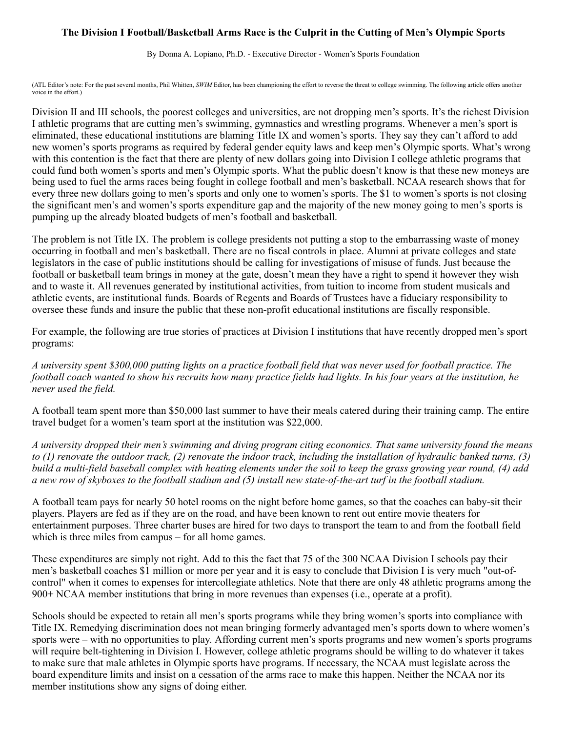## The Division I Football/Basketball Arms Race is the Culprit in the Cutting of Men's Olympic Sports

By Donna A. Lopiano, Ph.D. - Executive Director - Women's Sports Foundation

(ATL Editor's note: For the past several months, Phil Whitten, *SWIM* Editor, has been championing the effort to reverse the threat to college swimming. The following article offers another voice in the effort.)

Division II and III schools, the poorest colleges and universities, are not dropping men's sports. It's the richest Division I athletic programs that are cutting men's swimming, gymnastics and wrestling programs. Whenever a men's sport is eliminated, these educational institutions are blaming Title IX and women's sports. They say they can't afford to add new women's sports programs as required by federal gender equity laws and keep men's Olympic sports. What's wrong with this contention is the fact that there are plenty of new dollars going into Division I college athletic programs that could fund both women's sports and men's Olympic sports. What the public doesn't know is that these new moneys are being used to fuel the arms races being fought in college football and men's basketball. NCAA research shows that for every three new dollars going to men's sports and only one to women's sports. The $1 to women's sports is not closing the significant men's and women's sports expenditure gap and the majority of the new money going to men's sports is pumping up the already bloated budgets of men's football and basketball.

The problem is not Title IX. The problem is college presidents not putting a stop to the embarrassing waste of money occurring in football and men's basketball. There are no fiscal controls in place. Alumni at private colleges and state legislators in the case of public institutions should be calling for investigations of misuse of funds. Just because the football or basketball team brings in money at the gate, doesn't mean they have a right to spend it however they wish and to waste it. All revenues generated by institutional activities, from tuition to income from student musicals and athletic events, are institutional funds. Boards of Regents and Boards of Trustees have a fiduciary responsibility to oversee these funds and insure the public that these non-profit educational institutions are fiscally responsible.

For example, the following are true stories of practices at Division I institutions that have recently dropped men's sport programs:

*A university spent $300,000 putting lights on a practice football field that was never used for football practice. The football coach wanted to show his recruits how many practice fields had lights. In his four years at the institution, he never used the field.*

A football team spent more than $50,000 last summer to have their meals catered during their training camp. The entire travel budget for a women's team sport at the institution was $22,000.

*A university dropped their men's swimming and diving program citing economics. That same university found the means to (1) renovate the outdoor track, (2) renovate the indoor track, including the installation of hydraulic banked turns, (3) build a multi-field baseball complex with heating elements under the soil to keep the grass growing year round, (4) add a new row of skyboxes to the football stadium and (5) install new state-of-the-art turf in the football stadium.*

A football team pays for nearly 50 hotel rooms on the night before home games, so that the coaches can baby-sit their players. Players are fed as if they are on the road, and have been known to rent out entire movie theaters for entertainment purposes. Three charter buses are hired for two days to transport the team to and from the football field which is three miles from campus – for all home games.

These expenditures are simply not right. Add to this the fact that 75 of the 300 NCAA Division I schools pay their men's basketball coaches $1 million or more per year and it is easy to conclude that Division I is very much "out-of-control" when it comes to expenses for intercollegiate athletics. Note that there are only 48 athletic programs among the 900+ NCAA member institutions that bring in more revenues than expenses (i.e., operate at a profit).

Schools should be expected to retain all men's sports programs while they bring women's sports into compliance with Title IX. Remedying discrimination does not mean bringing formerly advantaged men's sports down to where women's sports were – with no opportunities to play. Affording current men's sports programs and new women's sports programs will require belt-tightening in Division I. However, college athletic programs should be willing to do whatever it takes to make sure that male athletes in Olympic sports have programs. If necessary, the NCAA must legislate across the board expenditure limits and insist on a cessation of the arms race to make this happen. Neither the NCAA nor its member institutions show any signs of doing either.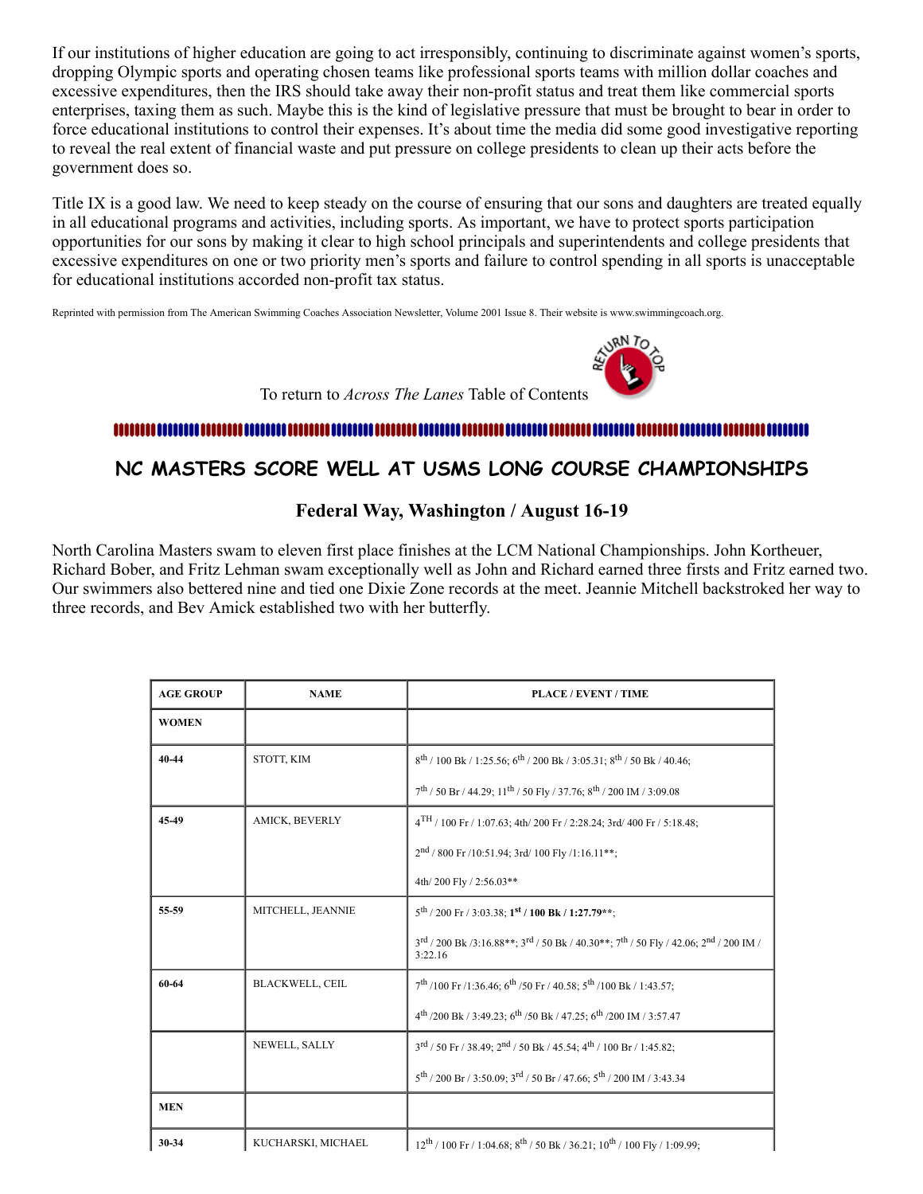If our institutions of higher education are going to act irresponsibly, continuing to discriminate against women's sports, dropping Olympic sports and operating chosen teams like professional sports teams with million dollar coaches and excessive expenditures, then the IRS should take away their non-profit status and treat them like commercial sports enterprises, taxing them as such. Maybe this is the kind of legislative pressure that must be brought to bear in order to force educational institutions to control their expenses. It's about time the media did some good investigative reporting to reveal the real extent of financial waste and put pressure on college presidents to clean up their acts before the government does so.

Title IX is a good law. We need to keep steady on the course of ensuring that our sons and daughters are treated equally in all educational programs and activities, including sports. As important, we have to protect sports participation opportunities for our sons by making it clear to high school principals and superintendents and college presidents that excessive expenditures on one or two priority men's sports and failure to control spending in all sports is unacceptable for educational institutions accorded non-profit tax status.

Reprinted with permission from The American Swimming Coaches Association Newsletter, Volume 2001 Issue 8. Their website is www.swimmingcoach.org.

To return to *Across The Lanes* Table of Contents

## NC MASTERS SCORE WELL AT USMS LONG COURSE CHAMPIONSHIPS

### Federal Way, Washington / August 16-19

North Carolina Masters swam to eleven first place finishes at the LCM National Championships. John Kortheuer, Richard Bober, and Fritz Lehman swam exceptionally well as John and Richard earned three firsts and Fritz earned two. Our swimmers also bettered nine and tied one Dixie Zone records at the meet. Jeannie Mitchell backstroked her way to three records, and Bev Amick established two with her butterfly.

| AGE GROUP | NAME | PLACE / EVENT / TIME |
|---|---|---|
| **WOMEN** | | |
| 40-44 | STOTT, KIM | 8th / 100 Bk / 1:25.56; 6th / 200 Bk / 3:05.31; 8th / 50 Bk / 40.46;<br>7th / 50 Br / 44.29; 11th / 50 Fly / 37.76; 8th / 200 IM / 3:09.08 |
| 45-49 | AMICK, BEVERLY | 4TH / 100 Fr / 1:07.63; 4th/ 200 Fr / 2:28.24; 3rd/ 400 Fr / 5:18.48;<br>2nd / 800 Fr /10:51.94; 3rd/ 100 Fly /1:16.11**;<br>4th/ 200 Fly / 2:56.03** |
| 55-59 | MITCHELL, JEANNIE | 5th / 200 Fr / 3:03.38; **1st / 100 Bk / 1:27.79****;<br>3rd / 200 Bk /3:16.88**; 3rd / 50 Bk / 40.30**; 7th / 50 Fly / 42.06; 2nd / 200 IM / 3:22.16 |
| 60-64 | BLACKWELL, CEIL | 7th /100 Fr /1:36.46; 6th /50 Fr / 40.58; 5th /100 Bk / 1:43.57;<br>4th /200 Bk / 3:49.23; 6th /50 Bk / 47.25; 6th /200 IM / 3:57.47 |
| | NEWELL, SALLY | 3rd / 50 Fr / 38.49; 2nd / 50 Bk / 45.54; 4th / 100 Br / 1:45.82;<br>5th / 200 Br / 3:50.09; 3rd / 50 Br / 47.66; 5th / 200 IM / 3:43.34 |
| **MEN** | | |
| 30-34 | KUCHARSKI, MICHAEL | 12th / 100 Fr / 1:04.68; 8th / 50 Bk / 36.21; 10th / 100 Fly / 1:09.99; |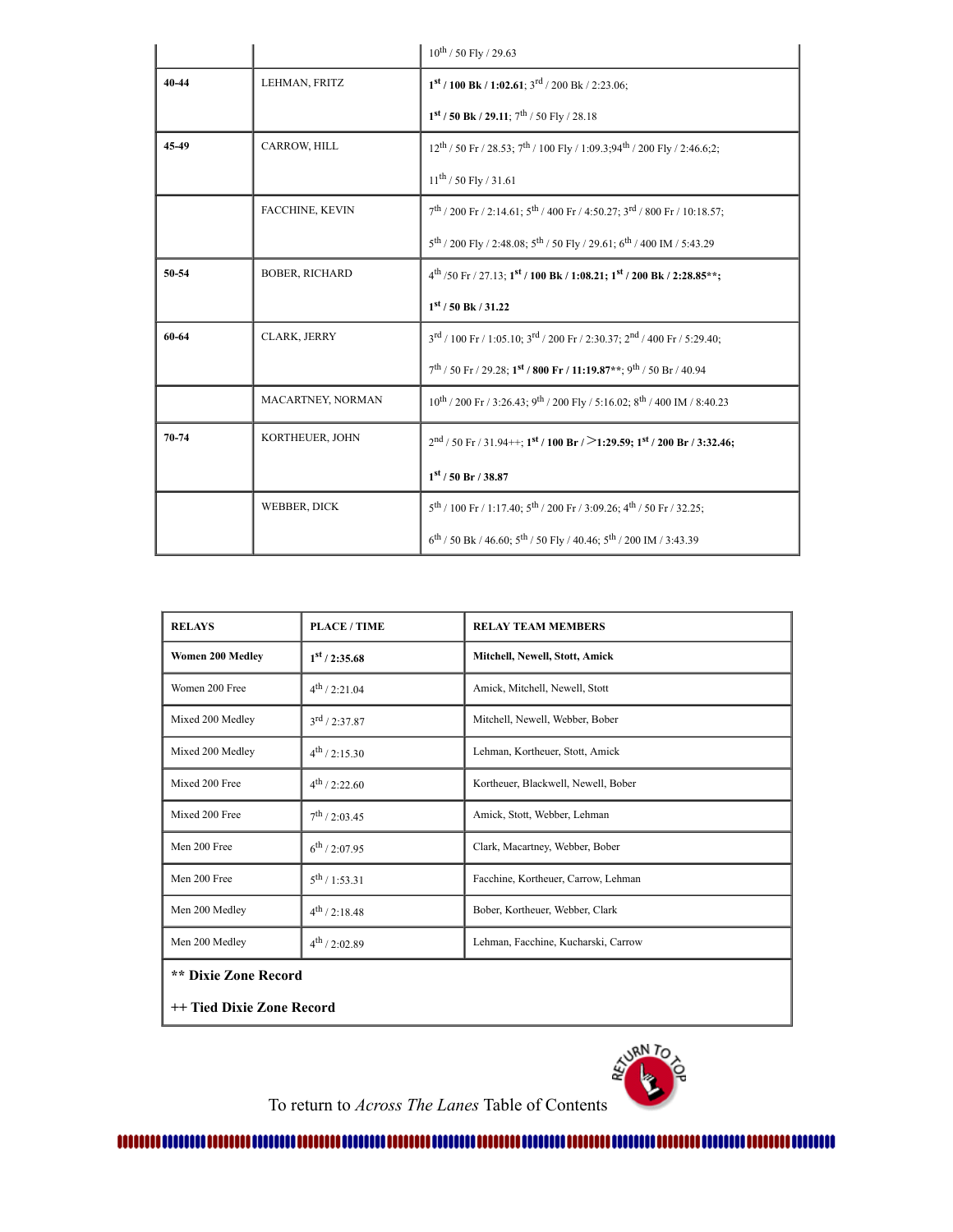|  |  | 10th / 50 Fly / 29.63 |
|---|---|---|
| **40-44** | LEHMAN, FRITZ | **1st / 100 Bk / 1:02.61**; 3rd / 200 Bk / 2:23.06;<br><br>**1st / 50 Bk / 29.11**; 7th / 50 Fly / 28.18 |
| **45-49** | CARROW, HILL | 12th / 50 Fr / 28.53; 7th / 100 Fly / 1:09.3;94th / 200 Fly / 2:46.6;2;<br><br>11th / 50 Fly / 31.61 |
|  | FACCHINE, KEVIN | 7th / 200 Fr / 2:14.61; 5th / 400 Fr / 4:50.27; 3rd / 800 Fr / 10:18.57;<br><br>5th / 200 Fly / 2:48.08; 5th / 50 Fly / 29.61; 6th / 400 IM / 5:43.29 |
| **50-54** | BOBER, RICHARD | 4th /50 Fr / 27.13; **1st / 100 Bk / 1:08.21; 1st / 200 Bk / 2:28.85\*\*;**<br><br>**1st / 50 Bk / 31.22** |
| **60-64** | CLARK, JERRY | 3rd / 100 Fr / 1:05.10; 3rd / 200 Fr / 2:30.37; 2nd / 400 Fr / 5:29.40;<br><br>7th / 50 Fr / 29.28; **1st / 800 Fr / 11:19.87\*\***; 9th / 50 Br / 40.94 |
|  | MACARTNEY, NORMAN | 10th / 200 Fr / 3:26.43; 9th / 200 Fly / 5:16.02; 8th / 400 IM / 8:40.23 |
| **70-74** | KORTHEUER, JOHN | 2nd / 50 Fr / 31.94++; **1st / 100 Br / >1:29.59; 1st / 200 Br / 3:32.46;**<br><br>**1st / 50 Br / 38.87** |
|  | WEBBER, DICK | 5th / 100 Fr / 1:17.40; 5th / 200 Fr / 3:09.26; 4th / 50 Fr / 32.25;<br><br>6th / 50 Bk / 46.60; 5th / 50 Fly / 40.46; 5th / 200 IM / 3:43.39 |

| **RELAYS** | **PLACE / TIME** | **RELAY TEAM MEMBERS** |
|---|---|---|
| **Women 200 Medley** | **1st / 2:35.68** | **Mitchell, Newell, Stott, Amick** |
| Women 200 Free | 4th / 2:21.04 | Amick, Mitchell, Newell, Stott |
| Mixed 200 Medley | 3rd / 2:37.87 | Mitchell, Newell, Webber, Bober |
| Mixed 200 Medley | 4th / 2:15.30 | Lehman, Kortheuer, Stott, Amick |
| Mixed 200 Free | 4th / 2:22.60 | Kortheuer, Blackwell, Newell, Bober |
| Mixed 200 Free | 7th / 2:03.45 | Amick, Stott, Webber, Lehman |
| Men 200 Free | 6th / 2:07.95 | Clark, Macartney, Webber, Bober |
| Men 200 Free | 5th / 1:53.31 | Facchine, Kortheuer, Carrow, Lehman |
| Men 200 Medley | 4th / 2:18.48 | Bober, Kortheuer, Webber, Clark |
| Men 200 Medley | 4th / 2:02.89 | Lehman, Facchine, Kucharski, Carrow |

**\*\* Dixie Zone Record**

**++ Tied Dixie Zone Record**

To return to *Across The Lanes* Table of Contents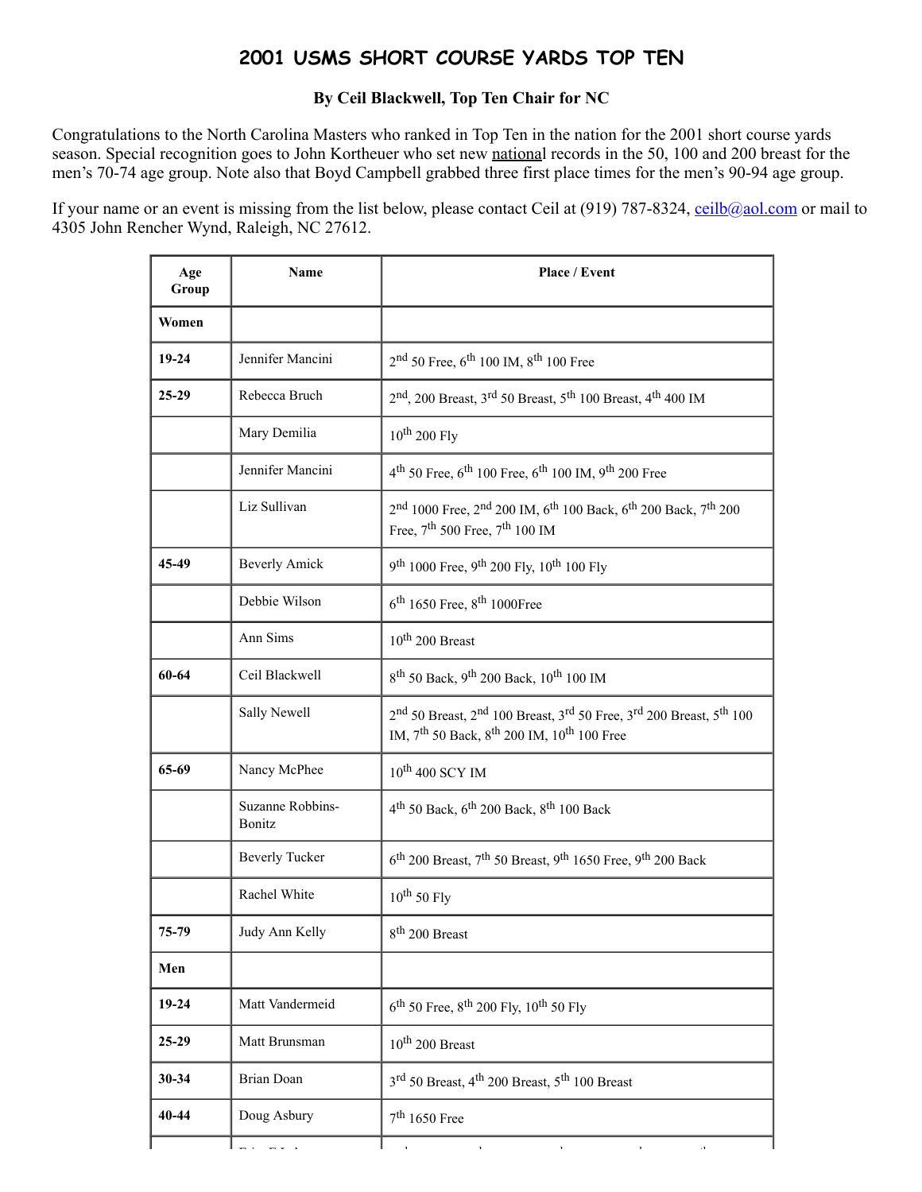# 2001 USMS SHORT COURSE YARDS TOP TEN

**By Ceil Blackwell, Top Ten Chair for NC**

Congratulations to the North Carolina Masters who ranked in Top Ten in the nation for the 2001 short course yards season. Special recognition goes to John Kortheuer who set new national records in the 50, 100 and 200 breast for the men's 70-74 age group. Note also that Boyd Campbell grabbed three first place times for the men's 90-94 age group.

If your name or an event is missing from the list below, please contact Ceil at (919) 787-8324, ceilb@aol.com or mail to 4305 John Rencher Wynd, Raleigh, NC 27612.

| Age Group | Name | Place / Event |
|---|---|---|
| **Women** | | |
| **19-24** | Jennifer Mancini | 2nd 50 Free, 6th 100 IM, 8th 100 Free |
| **25-29** | Rebecca Bruch | 2nd, 200 Breast, 3rd 50 Breast, 5th 100 Breast, 4th 400 IM |
| | Mary Demilia | 10th 200 Fly |
| | Jennifer Mancini | 4th 50 Free, 6th 100 Free, 6th 100 IM, 9th 200 Free |
| | Liz Sullivan | 2nd 1000 Free, 2nd 200 IM, 6th 100 Back, 6th 200 Back, 7th 200 Free, 7th 500 Free, 7th 100 IM |
| **45-49** | Beverly Amick | 9th 1000 Free, 9th 200 Fly, 10th 100 Fly |
| | Debbie Wilson | 6th 1650 Free, 8th 1000Free |
| | Ann Sims | 10th 200 Breast |
| **60-64** | Ceil Blackwell | 8th 50 Back, 9th 200 Back, 10th 100 IM |
| | Sally Newell | 2nd 50 Breast, 2nd 100 Breast, 3rd 50 Free, 3rd 200 Breast, 5th 100 IM, 7th 50 Back, 8th 200 IM, 10th 100 Free |
| **65-69** | Nancy McPhee | 10th 400 SCY IM |
| | Suzanne Robbins-Bonitz | 4th 50 Back, 6th 200 Back, 8th 100 Back |
| | Beverly Tucker | 6th 200 Breast, 7th 50 Breast, 9th 1650 Free, 9th 200 Back |
| | Rachel White | 10th 50 Fly |
| **75-79** | Judy Ann Kelly | 8th 200 Breast |
| **Men** | | |
| **19-24** | Matt Vandermeid | 6th 50 Free, 8th 200 Fly, 10th 50 Fly |
| **25-29** | Matt Brunsman | 10th 200 Breast |
| **30-34** | Brian Doan | 3rd 50 Breast, 4th 200 Breast, 5th 100 Breast |
| **40-44** | Doug Asbury | 7th 1650 Free |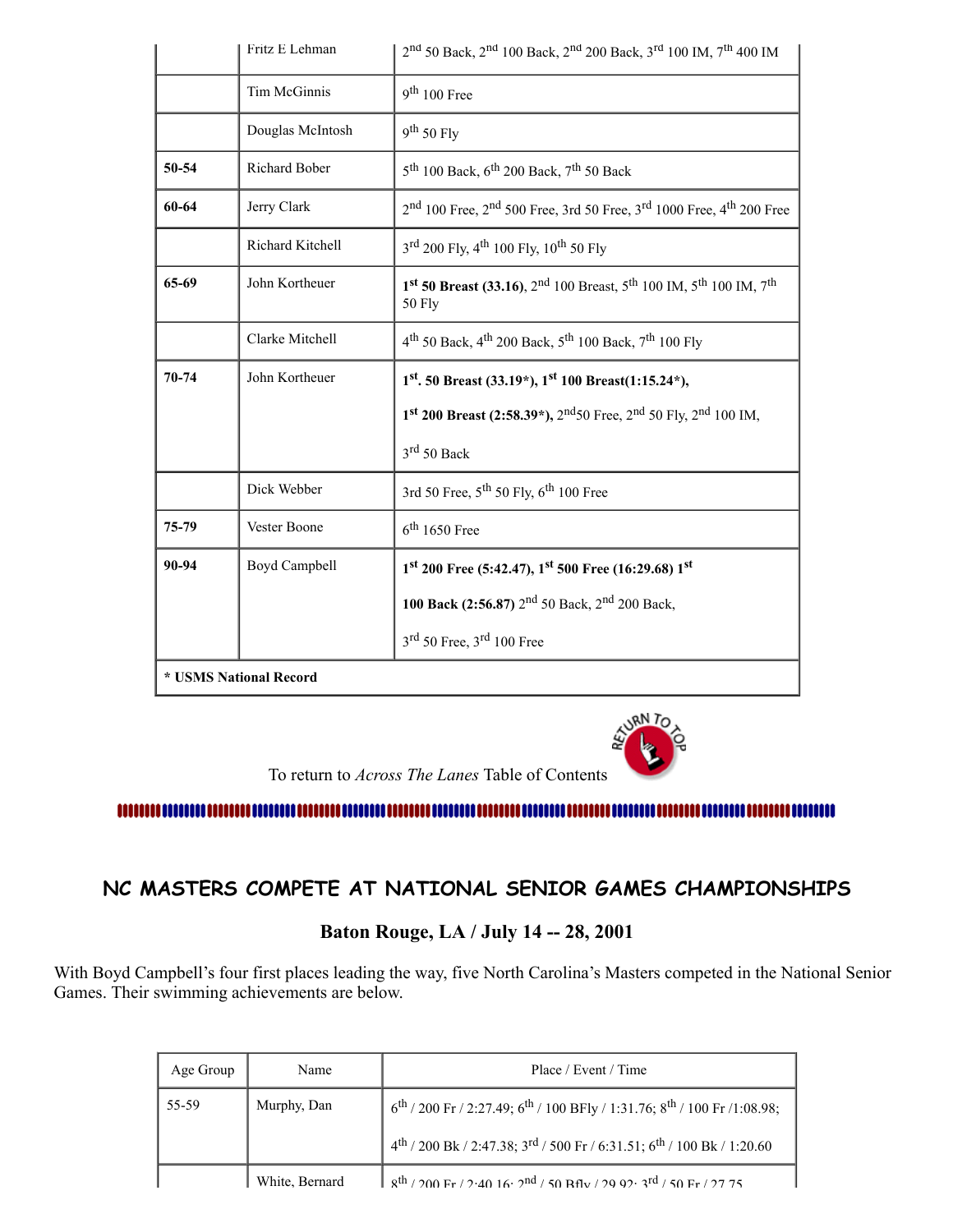| | | |
|---|---|---|
| | Fritz E Lehman | 2nd 50 Back, 2nd 100 Back, 2nd 200 Back, 3rd 100 IM, 7th 400 IM |
| | Tim McGinnis | 9th 100 Free |
| | Douglas McIntosh | 9th 50 Fly |
| **50-54** | Richard Bober | 5th 100 Back, 6th 200 Back, 7th 50 Back |
| **60-64** | Jerry Clark | 2nd 100 Free, 2nd 500 Free, 3rd 50 Free, 3rd 1000 Free, 4th 200 Free |
| | Richard Kitchell | 3rd 200 Fly, 4th 100 Fly, 10th 50 Fly |
| **65-69** | John Kortheuer | **1st 50 Breast (33.16)**, 2nd 100 Breast, 5th 100 IM, 5th 100 IM, 7th 50 Fly |
| | Clarke Mitchell | 4th 50 Back, 4th 200 Back, 5th 100 Back, 7th 100 Fly |
| **70-74** | John Kortheuer | **1st. 50 Breast (33.19*), 1st 100 Breast(1:15.24*), 1st 200 Breast (2:58.39*),** 2nd50 Free, 2nd 50 Fly, 2nd 100 IM, 3rd 50 Back |
| | Dick Webber | 3rd 50 Free, 5th 50 Fly, 6th 100 Free |
| **75-79** | Vester Boone | 6th 1650 Free |
| **90-94** | Boyd Campbell | **1st 200 Free (5:42.47), 1st 500 Free (16:29.68) 1st 100 Back (2:56.87)** 2nd 50 Back, 2nd 200 Back, 3rd 50 Free, 3rd 100 Free |
| **\* USMS National Record** | | |

To return to *Across The Lanes* Table of Contents

## NC MASTERS COMPETE AT NATIONAL SENIOR GAMES CHAMPIONSHIPS

### Baton Rouge, LA / July 14 -- 28, 2001

With Boyd Campbell's four first places leading the way, five North Carolina's Masters competed in the National Senior Games. Their swimming achievements are below.

| Age Group | Name | Place / Event / Time |
|---|---|---|
| 55-59 | Murphy, Dan | 6th / 200 Fr / 2:27.49; 6th / 100 BFly / 1:31.76; 8th / 100 Fr /1:08.98; 4th / 200 Bk / 2:47.38; 3rd / 500 Fr / 6:31.51; 6th / 100 Bk / 1:20.60 |
| | White, Bernard | 8th / 200 Fr / 2:40.16; 2nd / 50 Bfly / 29.92; 3rd / 50 Fr / 27.75 |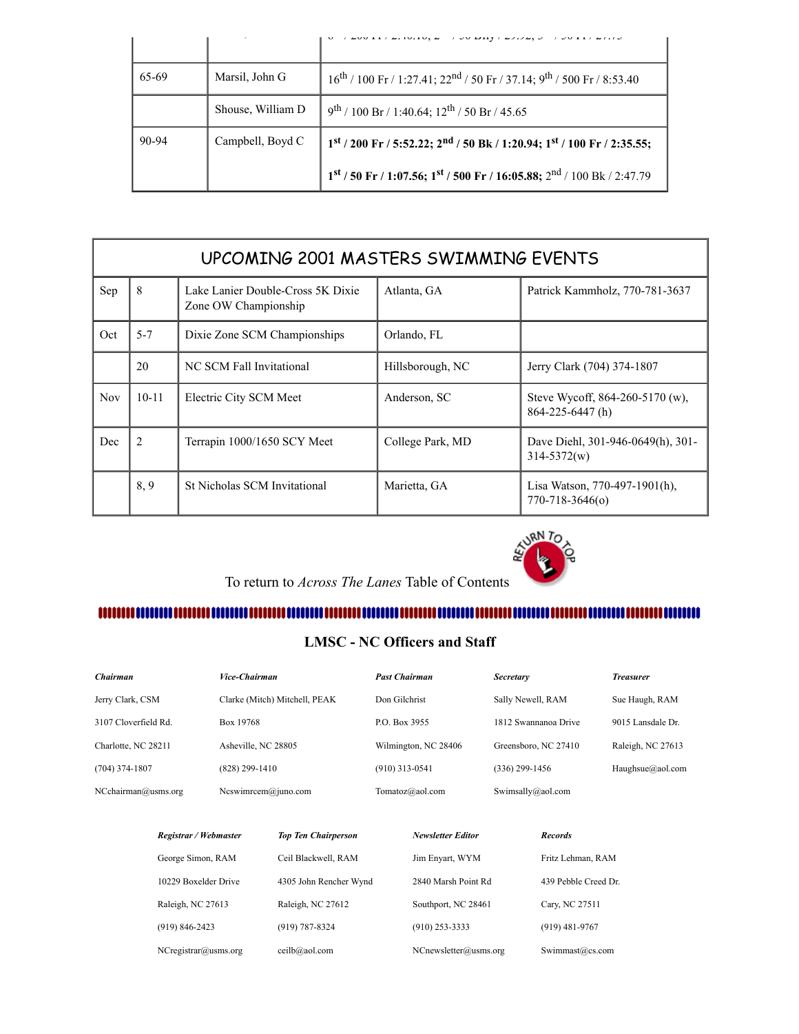| | | |
|---|---|---|
| | | ... / 200 Fr / 2:40.10; 2 ... / 50 Bfly / 29.92; 3 ... / 50 Fr / 27.79 |
| 65-69 | Marsil, John G | 16th / 100 Fr / 1:27.41; 22nd / 50 Fr / 37.14; 9th / 500 Fr / 8:53.40 |
| | Shouse, William D | 9th / 100 Br / 1:40.64; 12th / 50 Br / 45.65 |
| 90-94 | Campbell, Boyd C | **1st / 200 Fr / 5:52.22; 2nd / 50 Bk / 1:20.94; 1st / 100 Fr / 2:35.55; 1st / 50 Fr / 1:07.56; 1st / 500 Fr / 16:05.88;** 2nd / 100 Bk / 2:47.79 |

## UPCOMING 2001 MASTERS SWIMMING EVENTS

| Month | Date | Event | Location | Contact |
|---|---|---|---|---|
| Sep | 8 | Lake Lanier Double-Cross 5K Dixie Zone OW Championship | Atlanta, GA | Patrick Kammholz, 770-781-3637 |
| Oct | 5-7 | Dixie Zone SCM Championships | Orlando, FL | |
| | 20 | NC SCM Fall Invitational | Hillsborough, NC | Jerry Clark (704) 374-1807 |
| Nov | 10-11 | Electric City SCM Meet | Anderson, SC | Steve Wycoff, 864-260-5170 (w), 864-225-6447 (h) |
| Dec | 2 | Terrapin 1000/1650 SCY Meet | College Park, MD | Dave Diehl, 301-946-0649(h), 301-314-5372(w) |
| | 8, 9 | St Nicholas SCM Invitational | Marietta, GA | Lisa Watson, 770-497-1901(h), 770-718-3646(o) |

To return to *Across The Lanes* Table of Contents

## LMSC - NC Officers and Staff

| ***Chairman*** | ***Vice-Chairman*** | ***Past Chairman*** | ***Secretary*** | ***Treasurer*** |
|---|---|---|---|---|
| Jerry Clark, CSM | Clarke (Mitch) Mitchell, PEAK | Don Gilchrist | Sally Newell, RAM | Sue Haugh, RAM |
| 3107 Cloverfield Rd. | Box 19768 | P.O. Box 3955 | 1812 Swannanoa Drive | 9015 Lansdale Dr. |
| Charlotte, NC 28211 | Asheville, NC 28805 | Wilmington, NC 28406 | Greensboro, NC 27410 | Raleigh, NC 27613 |
| (704) 374-1807 | (828) 299-1410 | (910) 313-0541 | (336) 299-1456 | Haughsue@aol.com |
| NCchairman@usms.org | Ncswimrcem@juno.com | Tomatoz@aol.com | Swimsally@aol.com | |

| ***Registrar / Webmaster*** | ***Top Ten Chairperson*** | ***Newsletter Editor*** | ***Records*** |
|---|---|---|---|
| George Simon, RAM | Ceil Blackwell, RAM | Jim Enyart, WYM | Fritz Lehman, RAM |
| 10229 Boxelder Drive | 4305 John Rencher Wynd | 2840 Marsh Point Rd | 439 Pebble Creed Dr. |
| Raleigh, NC 27613 | Raleigh, NC 27612 | Southport, NC 28461 | Cary, NC 27511 |
| (919) 846-2423 | (919) 787-8324 | (910) 253-3333 | (919) 481-9767 |
| NCregistrar@usms.org | ceilb@aol.com | NCnewsletter@usms.org | Swimmast@cs.com |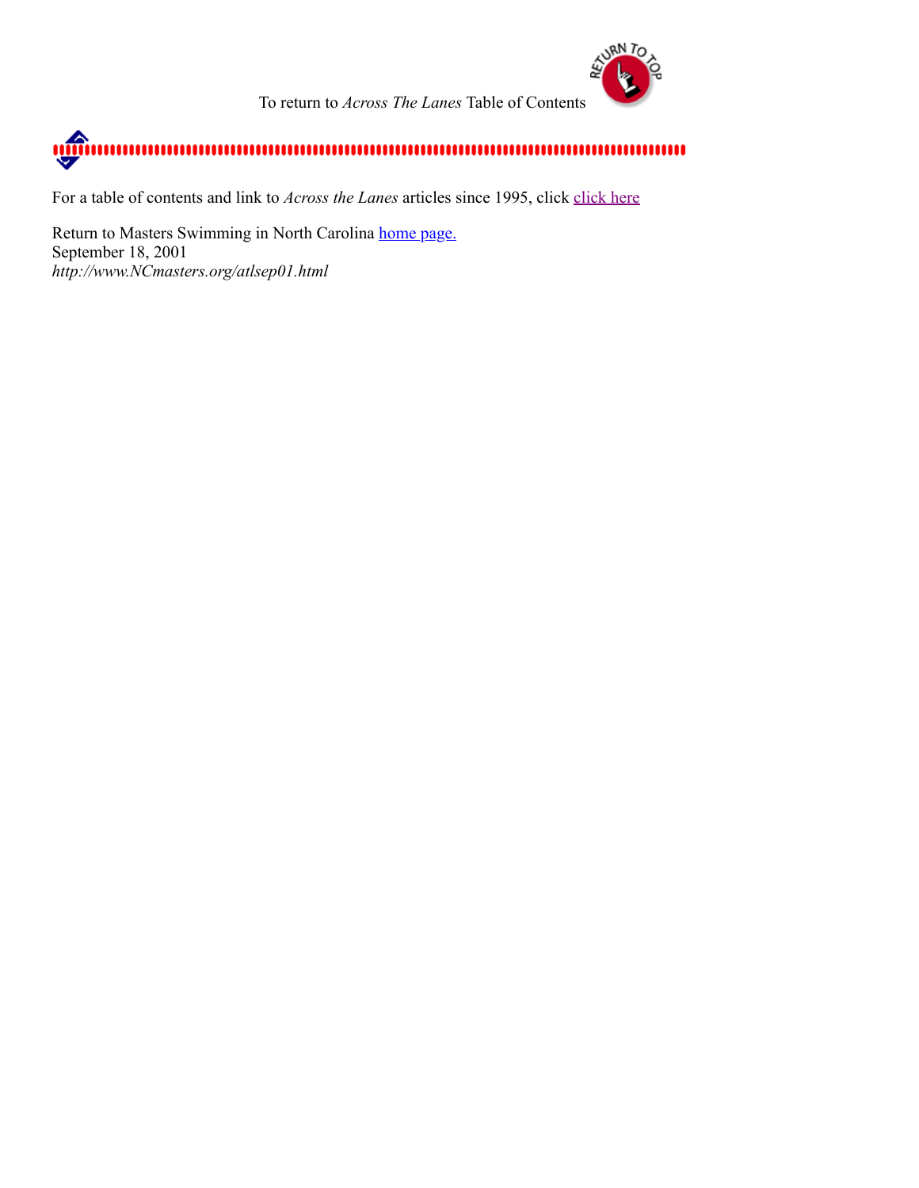To return to *Across The Lanes* Table of Contents

For a table of contents and link to *Across the Lanes* articles since 1995, click click here

Return to Masters Swimming in North Carolina home page.
September 18, 2001
*http://www.NCmasters.org/atlsep01.html*